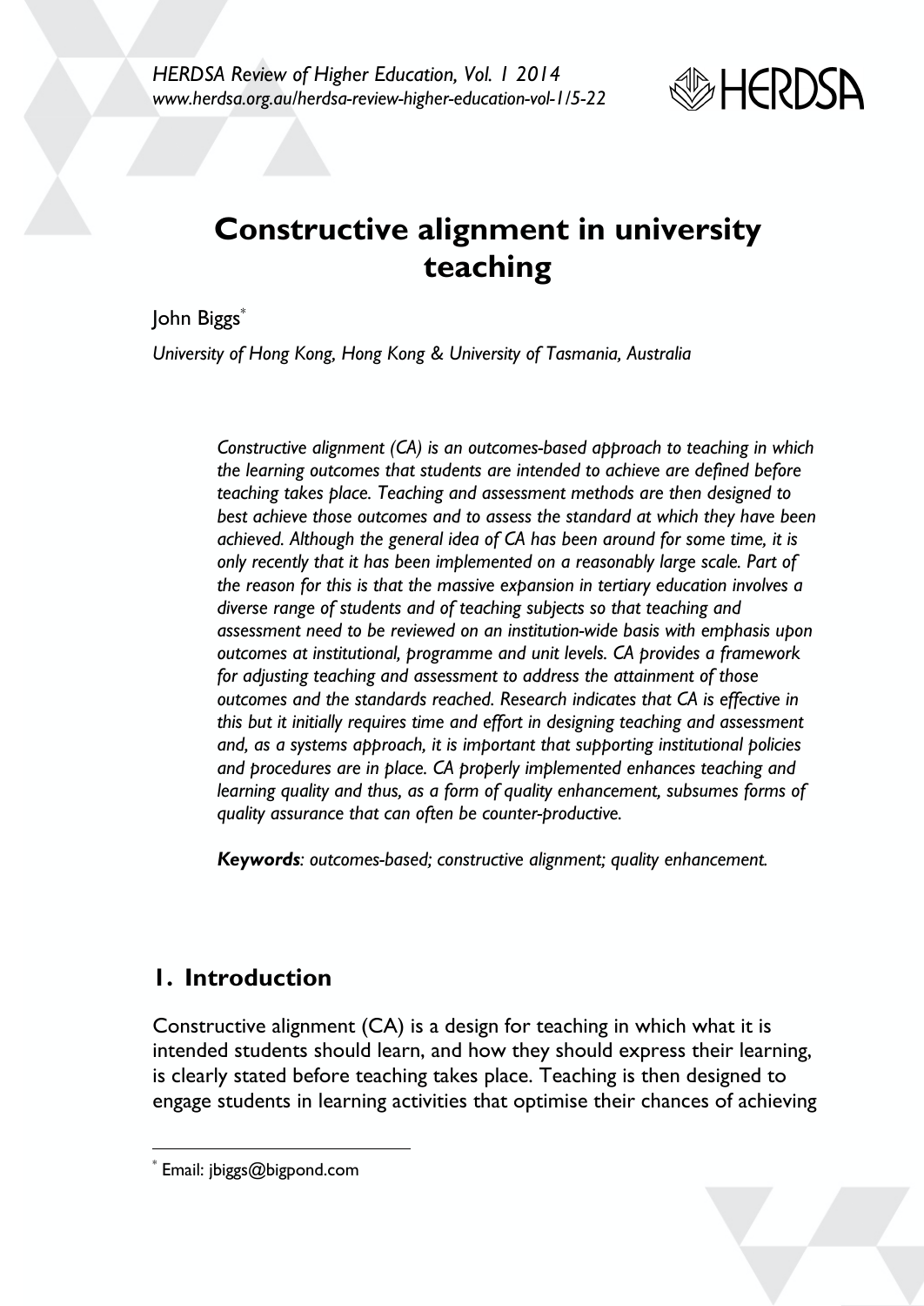# Constructive alignment in university teaching

John Biggs[*]

*University of Hong Kong, Hong Kong & University of Tasmania, Australia*

*Constructive alignment (CA) is an outcomes-based approach to teaching in which the learning outcomes that students are intended to achieve are defined before teaching takes place. Teaching and assessment methods are then designed to best achieve those outcomes and to assess the standard at which they have been achieved. Although the general idea of CA has been around for some time, it is only recently that it has been implemented on a reasonably large scale. Part of the reason for this is that the massive expansion in tertiary education involves a diverse range of students and of teaching subjects so that teaching and assessment need to be reviewed on an institution-wide basis with emphasis upon outcomes at institutional, programme and unit levels. CA provides a framework for adjusting teaching and assessment to address the attainment of those outcomes and the standards reached. Research indicates that CA is effective in this but it initially requires time and effort in designing teaching and assessment and, as a systems approach, it is important that supporting institutional policies and procedures are in place. CA properly implemented enhances teaching and learning quality and thus, as a form of quality enhancement, subsumes forms of quality assurance that can often be counter-productive.*

***Keywords**: outcomes-based; constructive alignment; quality enhancement.*

## 1. Introduction

Constructive alignment (CA) is a design for teaching in which what it is intended students should learn, and how they should express their learning, is clearly stated before teaching takes place. Teaching is then designed to engage students in learning activities that optimise their chances of achieving

[*] Email: jbiggs@bigpond.com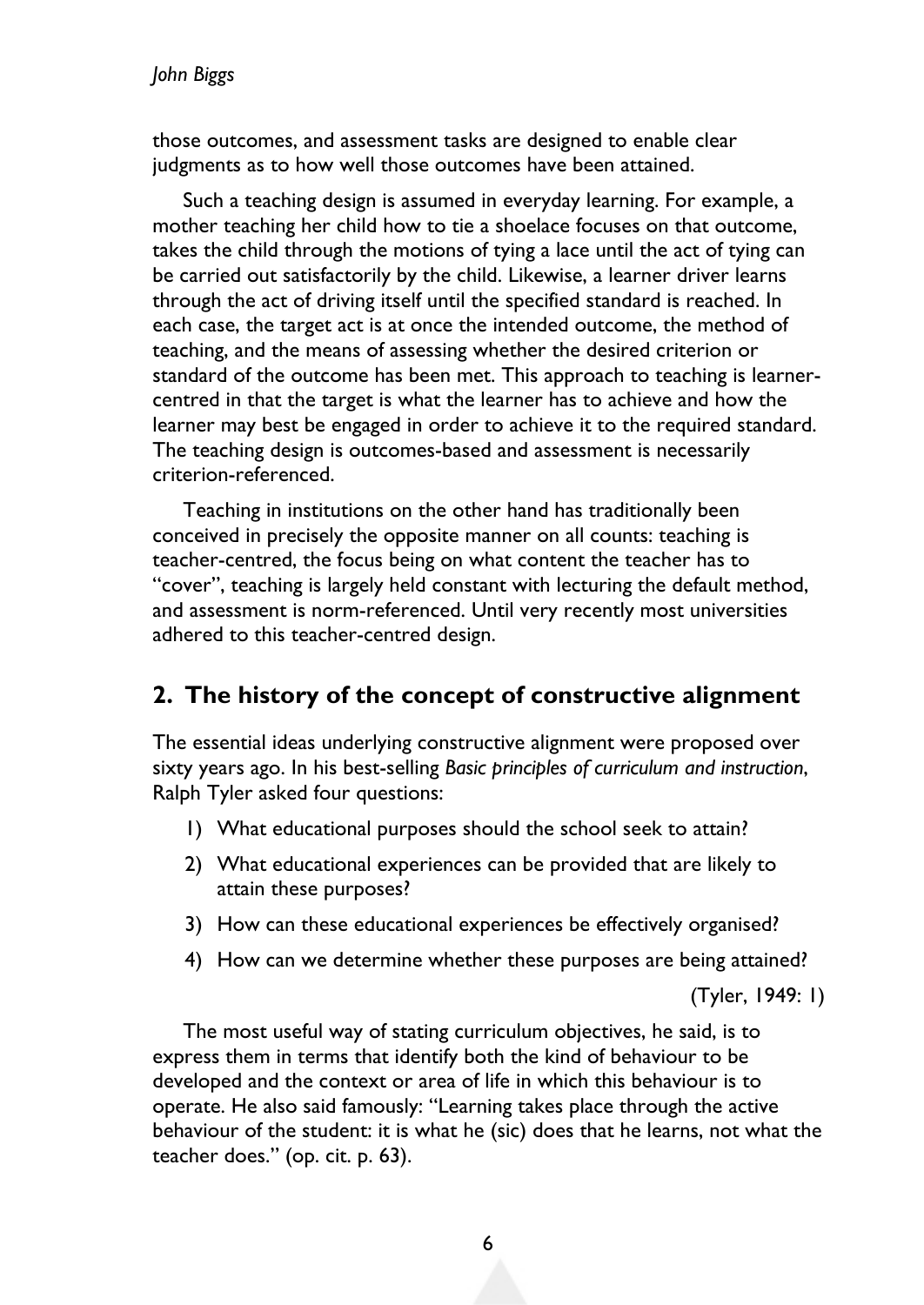those outcomes, and assessment tasks are designed to enable clear judgments as to how well those outcomes have been attained.

Such a teaching design is assumed in everyday learning. For example, a mother teaching her child how to tie a shoelace focuses on that outcome, takes the child through the motions of tying a lace until the act of tying can be carried out satisfactorily by the child. Likewise, a learner driver learns through the act of driving itself until the specified standard is reached. In each case, the target act is at once the intended outcome, the method of teaching, and the means of assessing whether the desired criterion or standard of the outcome has been met. This approach to teaching is learner-centred in that the target is what the learner has to achieve and how the learner may best be engaged in order to achieve it to the required standard. The teaching design is outcomes-based and assessment is necessarily criterion-referenced.

Teaching in institutions on the other hand has traditionally been conceived in precisely the opposite manner on all counts: teaching is teacher-centred, the focus being on what content the teacher has to "cover", teaching is largely held constant with lecturing the default method, and assessment is norm-referenced. Until very recently most universities adhered to this teacher-centred design.

## 2. The history of the concept of constructive alignment

The essential ideas underlying constructive alignment were proposed over sixty years ago. In his best-selling *Basic principles of curriculum and instruction*, Ralph Tyler asked four questions:

1) What educational purposes should the school seek to attain?
2) What educational experiences can be provided that are likely to attain these purposes?
3) How can these educational experiences be effectively organised?
4) How can we determine whether these purposes are being attained?

(Tyler, 1949: 1)

The most useful way of stating curriculum objectives, he said, is to express them in terms that identify both the kind of behaviour to be developed and the context or area of life in which this behaviour is to operate. He also said famously: "Learning takes place through the active behaviour of the student: it is what he (sic) does that he learns, not what the teacher does." (op. cit. p. 63).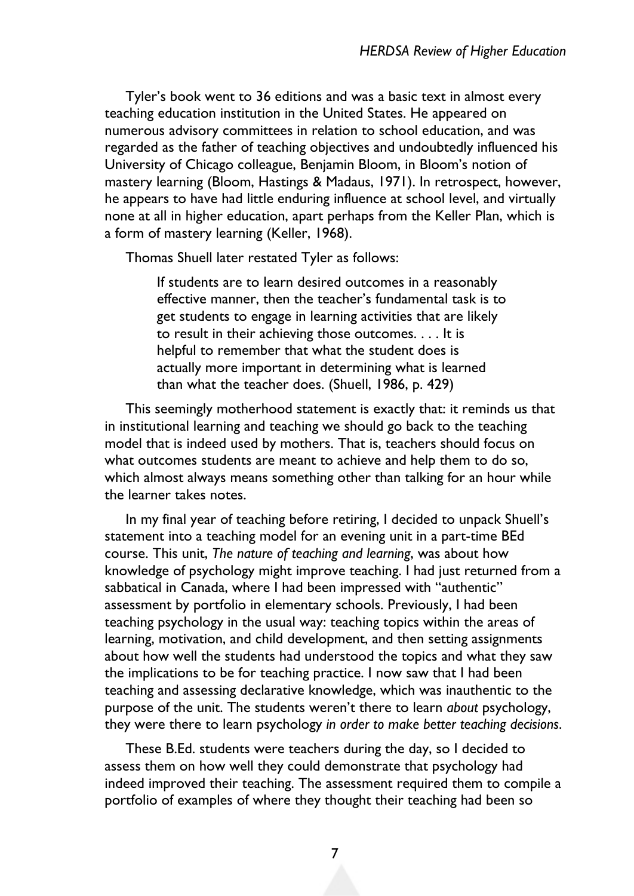Tyler's book went to 36 editions and was a basic text in almost every teaching education institution in the United States. He appeared on numerous advisory committees in relation to school education, and was regarded as the father of teaching objectives and undoubtedly influenced his University of Chicago colleague, Benjamin Bloom, in Bloom's notion of mastery learning (Bloom, Hastings & Madaus, 1971). In retrospect, however, he appears to have had little enduring influence at school level, and virtually none at all in higher education, apart perhaps from the Keller Plan, which is a form of mastery learning (Keller, 1968).

Thomas Shuell later restated Tyler as follows:

> If students are to learn desired outcomes in a reasonably effective manner, then the teacher's fundamental task is to get students to engage in learning activities that are likely to result in their achieving those outcomes. . . . It is helpful to remember that what the student does is actually more important in determining what is learned than what the teacher does. (Shuell, 1986, p. 429)

This seemingly motherhood statement is exactly that: it reminds us that in institutional learning and teaching we should go back to the teaching model that is indeed used by mothers. That is, teachers should focus on what outcomes students are meant to achieve and help them to do so, which almost always means something other than talking for an hour while the learner takes notes.

In my final year of teaching before retiring, I decided to unpack Shuell's statement into a teaching model for an evening unit in a part-time BEd course. This unit, *The nature of teaching and learning*, was about how knowledge of psychology might improve teaching. I had just returned from a sabbatical in Canada, where I had been impressed with "authentic" assessment by portfolio in elementary schools. Previously, I had been teaching psychology in the usual way: teaching topics within the areas of learning, motivation, and child development, and then setting assignments about how well the students had understood the topics and what they saw the implications to be for teaching practice. I now saw that I had been teaching and assessing declarative knowledge, which was inauthentic to the purpose of the unit. The students weren't there to learn *about* psychology, they were there to learn psychology *in order to make better teaching decisions*.

These B.Ed. students were teachers during the day, so I decided to assess them on how well they could demonstrate that psychology had indeed improved their teaching. The assessment required them to compile a portfolio of examples of where they thought their teaching had been so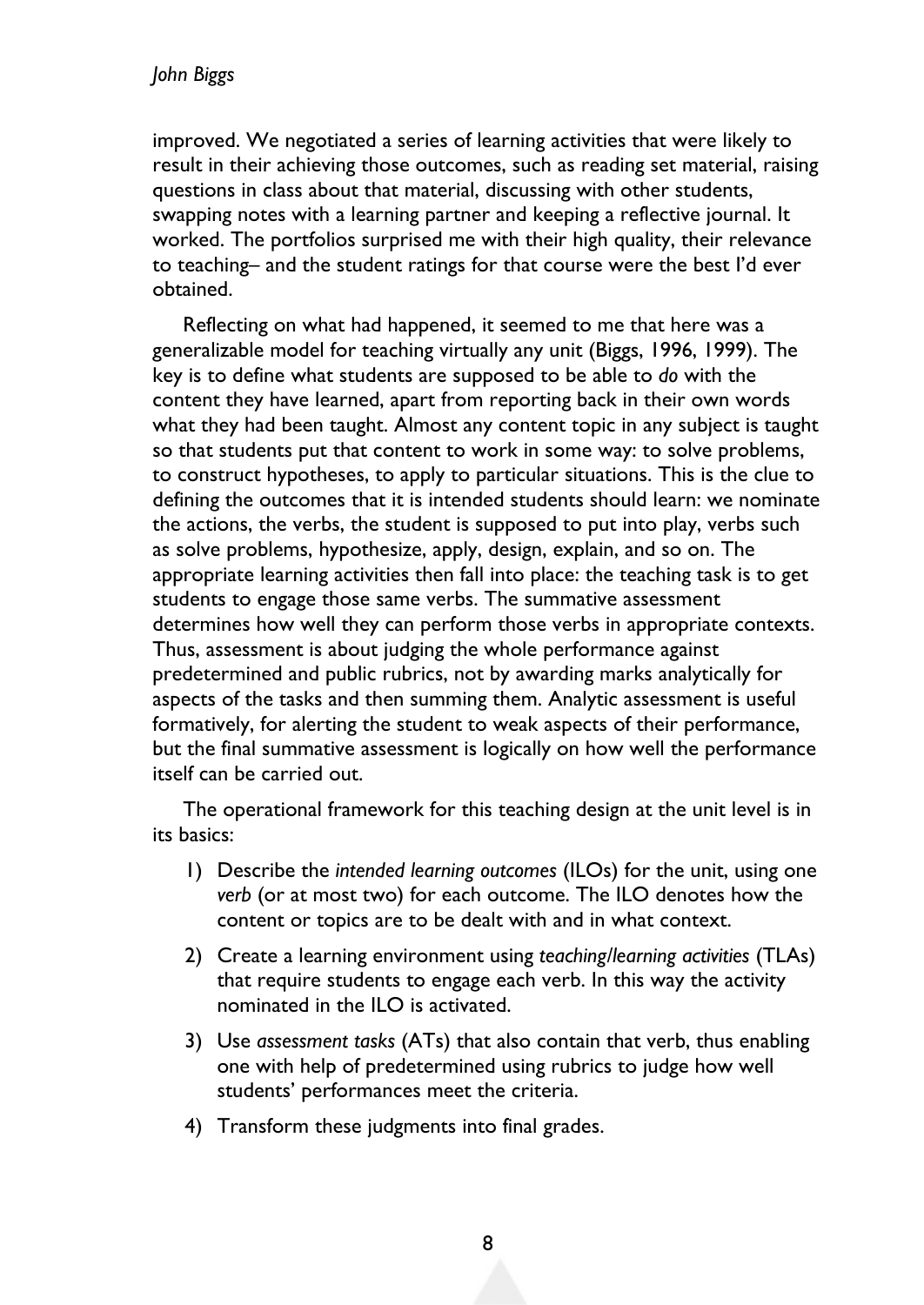improved. We negotiated a series of learning activities that were likely to result in their achieving those outcomes, such as reading set material, raising questions in class about that material, discussing with other students, swapping notes with a learning partner and keeping a reflective journal. It worked. The portfolios surprised me with their high quality, their relevance to teaching– and the student ratings for that course were the best I'd ever obtained.

Reflecting on what had happened, it seemed to me that here was a generalizable model for teaching virtually any unit (Biggs, 1996, 1999). The key is to define what students are supposed to be able to *do* with the content they have learned, apart from reporting back in their own words what they had been taught. Almost any content topic in any subject is taught so that students put that content to work in some way: to solve problems, to construct hypotheses, to apply to particular situations. This is the clue to defining the outcomes that it is intended students should learn: we nominate the actions, the verbs, the student is supposed to put into play, verbs such as solve problems, hypothesize, apply, design, explain, and so on. The appropriate learning activities then fall into place: the teaching task is to get students to engage those same verbs. The summative assessment determines how well they can perform those verbs in appropriate contexts. Thus, assessment is about judging the whole performance against predetermined and public rubrics, not by awarding marks analytically for aspects of the tasks and then summing them. Analytic assessment is useful formatively, for alerting the student to weak aspects of their performance, but the final summative assessment is logically on how well the performance itself can be carried out.

The operational framework for this teaching design at the unit level is in its basics:

1) Describe the *intended learning outcomes* (ILOs) for the unit, using one *verb* (or at most two) for each outcome. The ILO denotes how the content or topics are to be dealt with and in what context.
2) Create a learning environment using *teaching/learning activities* (TLAs) that require students to engage each verb. In this way the activity nominated in the ILO is activated.
3) Use *assessment tasks* (ATs) that also contain that verb, thus enabling one with help of predetermined using rubrics to judge how well students' performances meet the criteria.
4) Transform these judgments into final grades.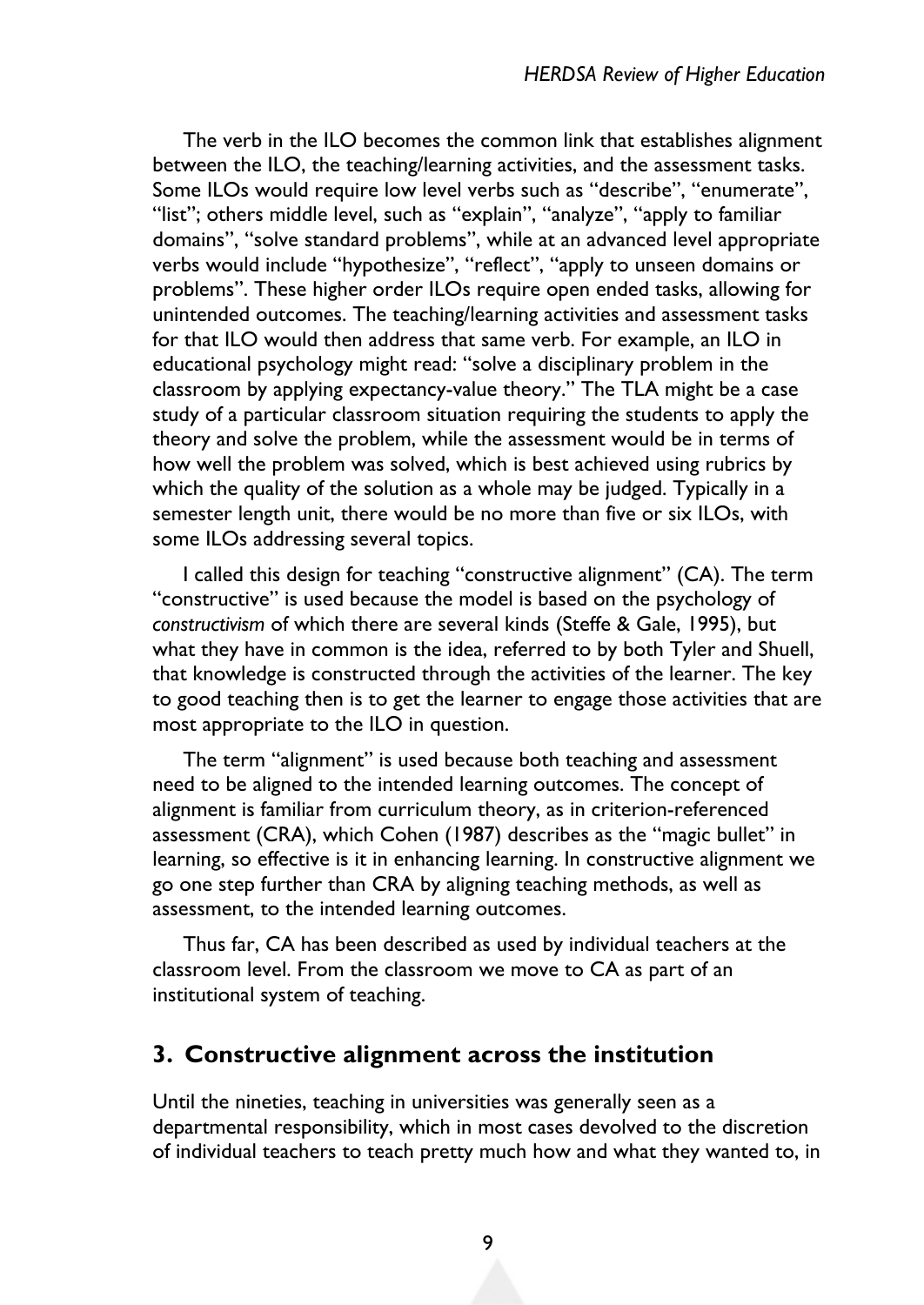The verb in the ILO becomes the common link that establishes alignment between the ILO, the teaching/learning activities, and the assessment tasks. Some ILOs would require low level verbs such as "describe", "enumerate", "list"; others middle level, such as "explain", "analyze", "apply to familiar domains", "solve standard problems", while at an advanced level appropriate verbs would include "hypothesize", "reflect", "apply to unseen domains or problems". These higher order ILOs require open ended tasks, allowing for unintended outcomes. The teaching/learning activities and assessment tasks for that ILO would then address that same verb. For example, an ILO in educational psychology might read: "solve a disciplinary problem in the classroom by applying expectancy-value theory." The TLA might be a case study of a particular classroom situation requiring the students to apply the theory and solve the problem, while the assessment would be in terms of how well the problem was solved, which is best achieved using rubrics by which the quality of the solution as a whole may be judged. Typically in a semester length unit, there would be no more than five or six ILOs, with some ILOs addressing several topics.

I called this design for teaching "constructive alignment" (CA). The term "constructive" is used because the model is based on the psychology of *constructivism* of which there are several kinds (Steffe & Gale, 1995), but what they have in common is the idea, referred to by both Tyler and Shuell, that knowledge is constructed through the activities of the learner. The key to good teaching then is to get the learner to engage those activities that are most appropriate to the ILO in question.

The term "alignment" is used because both teaching and assessment need to be aligned to the intended learning outcomes. The concept of alignment is familiar from curriculum theory, as in criterion-referenced assessment (CRA), which Cohen (1987) describes as the "magic bullet" in learning, so effective is it in enhancing learning. In constructive alignment we go one step further than CRA by aligning teaching methods, as well as assessment, to the intended learning outcomes.

Thus far, CA has been described as used by individual teachers at the classroom level. From the classroom we move to CA as part of an institutional system of teaching.

## 3. Constructive alignment across the institution

Until the nineties, teaching in universities was generally seen as a departmental responsibility, which in most cases devolved to the discretion of individual teachers to teach pretty much how and what they wanted to, in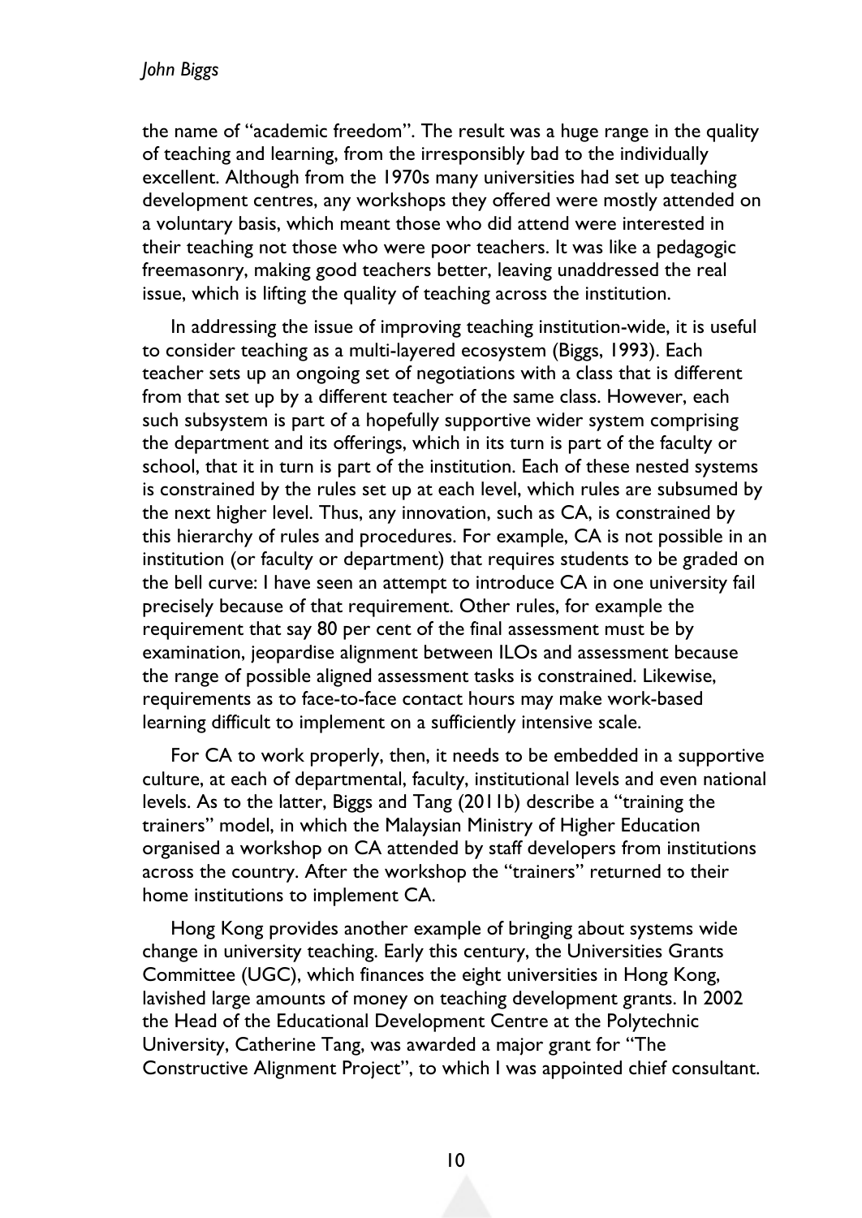the name of "academic freedom". The result was a huge range in the quality of teaching and learning, from the irresponsibly bad to the individually excellent. Although from the 1970s many universities had set up teaching development centres, any workshops they offered were mostly attended on a voluntary basis, which meant those who did attend were interested in their teaching not those who were poor teachers. It was like a pedagogic freemasonry, making good teachers better, leaving unaddressed the real issue, which is lifting the quality of teaching across the institution.

In addressing the issue of improving teaching institution-wide, it is useful to consider teaching as a multi-layered ecosystem (Biggs, 1993). Each teacher sets up an ongoing set of negotiations with a class that is different from that set up by a different teacher of the same class. However, each such subsystem is part of a hopefully supportive wider system comprising the department and its offerings, which in its turn is part of the faculty or school, that it in turn is part of the institution. Each of these nested systems is constrained by the rules set up at each level, which rules are subsumed by the next higher level. Thus, any innovation, such as CA, is constrained by this hierarchy of rules and procedures. For example, CA is not possible in an institution (or faculty or department) that requires students to be graded on the bell curve: I have seen an attempt to introduce CA in one university fail precisely because of that requirement. Other rules, for example the requirement that say 80 per cent of the final assessment must be by examination, jeopardise alignment between ILOs and assessment because the range of possible aligned assessment tasks is constrained. Likewise, requirements as to face-to-face contact hours may make work-based learning difficult to implement on a sufficiently intensive scale.

For CA to work properly, then, it needs to be embedded in a supportive culture, at each of departmental, faculty, institutional levels and even national levels. As to the latter, Biggs and Tang (2011b) describe a "training the trainers" model, in which the Malaysian Ministry of Higher Education organised a workshop on CA attended by staff developers from institutions across the country. After the workshop the "trainers" returned to their home institutions to implement CA.

Hong Kong provides another example of bringing about systems wide change in university teaching. Early this century, the Universities Grants Committee (UGC), which finances the eight universities in Hong Kong, lavished large amounts of money on teaching development grants. In 2002 the Head of the Educational Development Centre at the Polytechnic University, Catherine Tang, was awarded a major grant for "The Constructive Alignment Project", to which I was appointed chief consultant.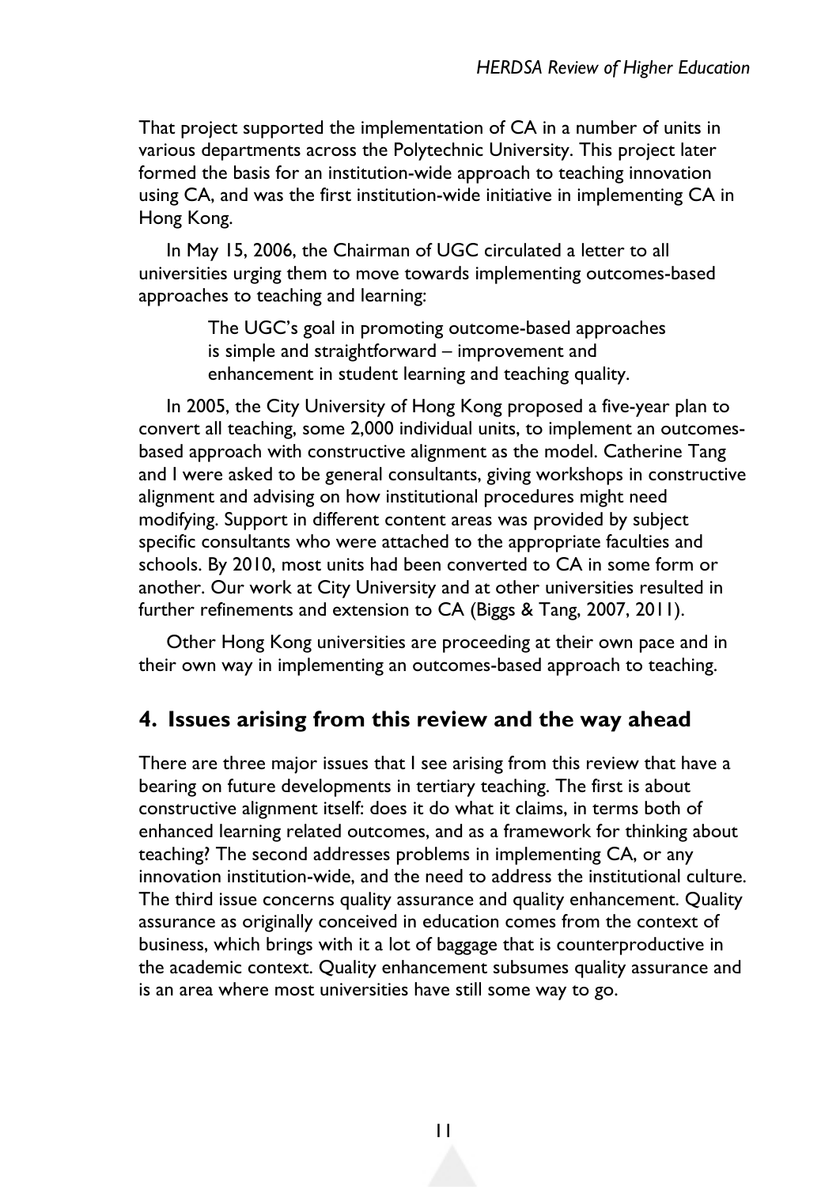That project supported the implementation of CA in a number of units in various departments across the Polytechnic University. This project later formed the basis for an institution-wide approach to teaching innovation using CA, and was the first institution-wide initiative in implementing CA in Hong Kong.

In May 15, 2006, the Chairman of UGC circulated a letter to all universities urging them to move towards implementing outcomes-based approaches to teaching and learning:

> The UGC's goal in promoting outcome-based approaches is simple and straightforward – improvement and enhancement in student learning and teaching quality.

In 2005, the City University of Hong Kong proposed a five-year plan to convert all teaching, some 2,000 individual units, to implement an outcomes-based approach with constructive alignment as the model. Catherine Tang and I were asked to be general consultants, giving workshops in constructive alignment and advising on how institutional procedures might need modifying. Support in different content areas was provided by subject specific consultants who were attached to the appropriate faculties and schools. By 2010, most units had been converted to CA in some form or another. Our work at City University and at other universities resulted in further refinements and extension to CA (Biggs & Tang, 2007, 2011).

Other Hong Kong universities are proceeding at their own pace and in their own way in implementing an outcomes-based approach to teaching.

## 4. Issues arising from this review and the way ahead

There are three major issues that I see arising from this review that have a bearing on future developments in tertiary teaching. The first is about constructive alignment itself: does it do what it claims, in terms both of enhanced learning related outcomes, and as a framework for thinking about teaching? The second addresses problems in implementing CA, or any innovation institution-wide, and the need to address the institutional culture. The third issue concerns quality assurance and quality enhancement. Quality assurance as originally conceived in education comes from the context of business, which brings with it a lot of baggage that is counterproductive in the academic context. Quality enhancement subsumes quality assurance and is an area where most universities have still some way to go.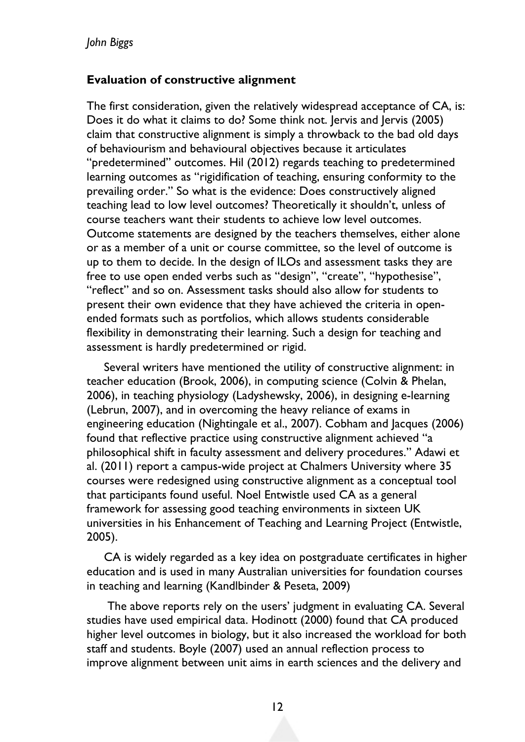### Evaluation of constructive alignment

The first consideration, given the relatively widespread acceptance of CA, is: Does it do what it claims to do? Some think not. Jervis and Jervis (2005) claim that constructive alignment is simply a throwback to the bad old days of behaviourism and behavioural objectives because it articulates "predetermined" outcomes. Hil (2012) regards teaching to predetermined learning outcomes as "rigidification of teaching, ensuring conformity to the prevailing order." So what is the evidence: Does constructively aligned teaching lead to low level outcomes? Theoretically it shouldn't, unless of course teachers want their students to achieve low level outcomes. Outcome statements are designed by the teachers themselves, either alone or as a member of a unit or course committee, so the level of outcome is up to them to decide. In the design of ILOs and assessment tasks they are free to use open ended verbs such as "design", "create", "hypothesise", "reflect" and so on. Assessment tasks should also allow for students to present their own evidence that they have achieved the criteria in open-ended formats such as portfolios, which allows students considerable flexibility in demonstrating their learning. Such a design for teaching and assessment is hardly predetermined or rigid.

Several writers have mentioned the utility of constructive alignment: in teacher education (Brook, 2006), in computing science (Colvin & Phelan, 2006), in teaching physiology (Ladyshewsky, 2006), in designing e-learning (Lebrun, 2007), and in overcoming the heavy reliance of exams in engineering education (Nightingale et al., 2007). Cobham and Jacques (2006) found that reflective practice using constructive alignment achieved "a philosophical shift in faculty assessment and delivery procedures." Adawi et al. (2011) report a campus-wide project at Chalmers University where 35 courses were redesigned using constructive alignment as a conceptual tool that participants found useful. Noel Entwistle used CA as a general framework for assessing good teaching environments in sixteen UK universities in his Enhancement of Teaching and Learning Project (Entwistle, 2005).

CA is widely regarded as a key idea on postgraduate certificates in higher education and is used in many Australian universities for foundation courses in teaching and learning (Kandlbinder & Peseta, 2009)

The above reports rely on the users' judgment in evaluating CA. Several studies have used empirical data. Hodinott (2000) found that CA produced higher level outcomes in biology, but it also increased the workload for both staff and students. Boyle (2007) used an annual reflection process to improve alignment between unit aims in earth sciences and the delivery and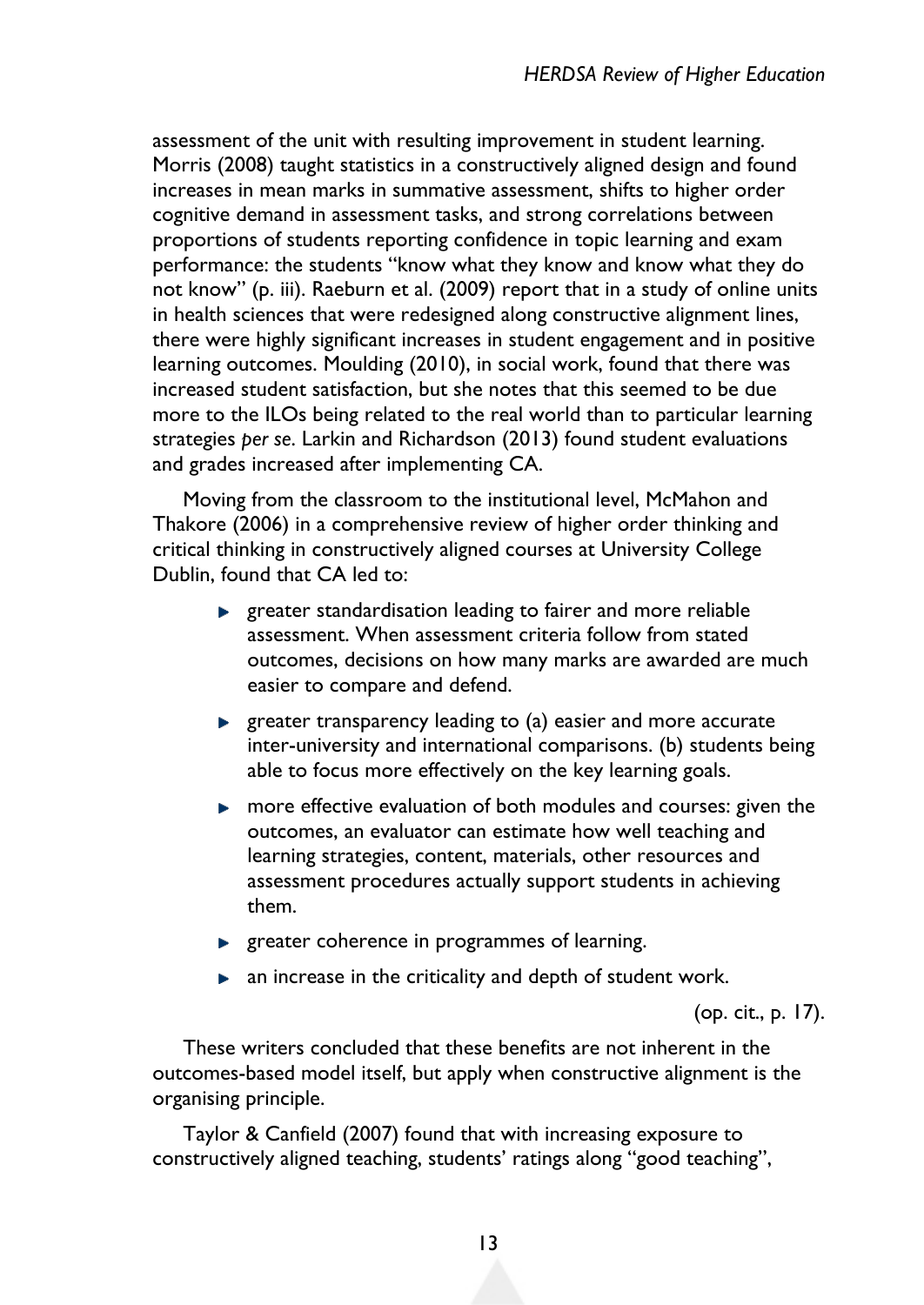assessment of the unit with resulting improvement in student learning. Morris (2008) taught statistics in a constructively aligned design and found increases in mean marks in summative assessment, shifts to higher order cognitive demand in assessment tasks, and strong correlations between proportions of students reporting confidence in topic learning and exam performance: the students "know what they know and know what they do not know" (p. iii). Raeburn et al. (2009) report that in a study of online units in health sciences that were redesigned along constructive alignment lines, there were highly significant increases in student engagement and in positive learning outcomes. Moulding (2010), in social work, found that there was increased student satisfaction, but she notes that this seemed to be due more to the ILOs being related to the real world than to particular learning strategies *per se*. Larkin and Richardson (2013) found student evaluations and grades increased after implementing CA.

Moving from the classroom to the institutional level, McMahon and Thakore (2006) in a comprehensive review of higher order thinking and critical thinking in constructively aligned courses at University College Dublin, found that CA led to:

- greater standardisation leading to fairer and more reliable assessment. When assessment criteria follow from stated outcomes, decisions on how many marks are awarded are much easier to compare and defend.
- greater transparency leading to (a) easier and more accurate inter-university and international comparisons. (b) students being able to focus more effectively on the key learning goals.
- more effective evaluation of both modules and courses: given the outcomes, an evaluator can estimate how well teaching and learning strategies, content, materials, other resources and assessment procedures actually support students in achieving them.
- greater coherence in programmes of learning.
- an increase in the criticality and depth of student work.

(op. cit., p. 17).

These writers concluded that these benefits are not inherent in the outcomes-based model itself, but apply when constructive alignment is the organising principle.

Taylor & Canfield (2007) found that with increasing exposure to constructively aligned teaching, students' ratings along "good teaching",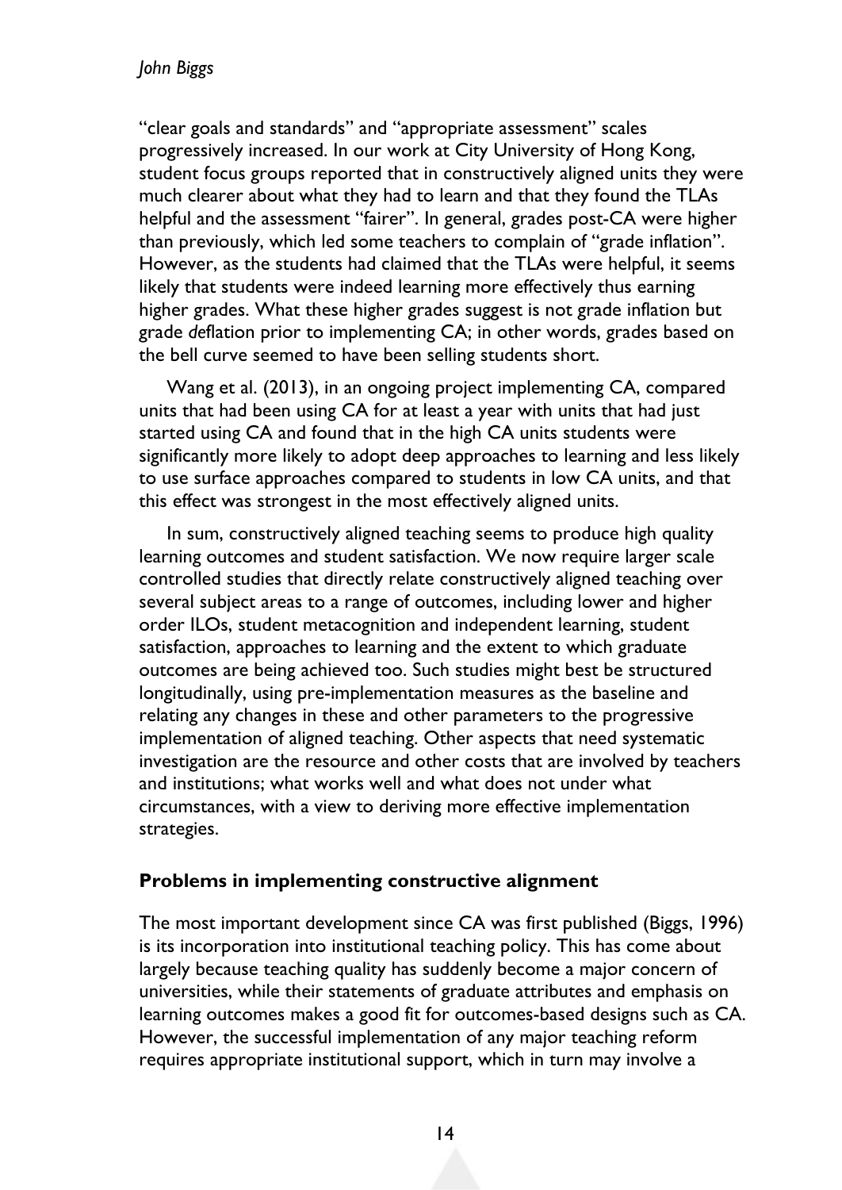"clear goals and standards" and "appropriate assessment" scales progressively increased. In our work at City University of Hong Kong, student focus groups reported that in constructively aligned units they were much clearer about what they had to learn and that they found the TLAs helpful and the assessment "fairer". In general, grades post-CA were higher than previously, which led some teachers to complain of "grade inflation". However, as the students had claimed that the TLAs were helpful, it seems likely that students were indeed learning more effectively thus earning higher grades. What these higher grades suggest is not grade inflation but grade *de*flation prior to implementing CA; in other words, grades based on the bell curve seemed to have been selling students short.

Wang et al. (2013), in an ongoing project implementing CA, compared units that had been using CA for at least a year with units that had just started using CA and found that in the high CA units students were significantly more likely to adopt deep approaches to learning and less likely to use surface approaches compared to students in low CA units, and that this effect was strongest in the most effectively aligned units.

In sum, constructively aligned teaching seems to produce high quality learning outcomes and student satisfaction. We now require larger scale controlled studies that directly relate constructively aligned teaching over several subject areas to a range of outcomes, including lower and higher order ILOs, student metacognition and independent learning, student satisfaction, approaches to learning and the extent to which graduate outcomes are being achieved too. Such studies might best be structured longitudinally, using pre-implementation measures as the baseline and relating any changes in these and other parameters to the progressive implementation of aligned teaching. Other aspects that need systematic investigation are the resource and other costs that are involved by teachers and institutions; what works well and what does not under what circumstances, with a view to deriving more effective implementation strategies.

## Problems in implementing constructive alignment

The most important development since CA was first published (Biggs, 1996) is its incorporation into institutional teaching policy. This has come about largely because teaching quality has suddenly become a major concern of universities, while their statements of graduate attributes and emphasis on learning outcomes makes a good fit for outcomes-based designs such as CA. However, the successful implementation of any major teaching reform requires appropriate institutional support, which in turn may involve a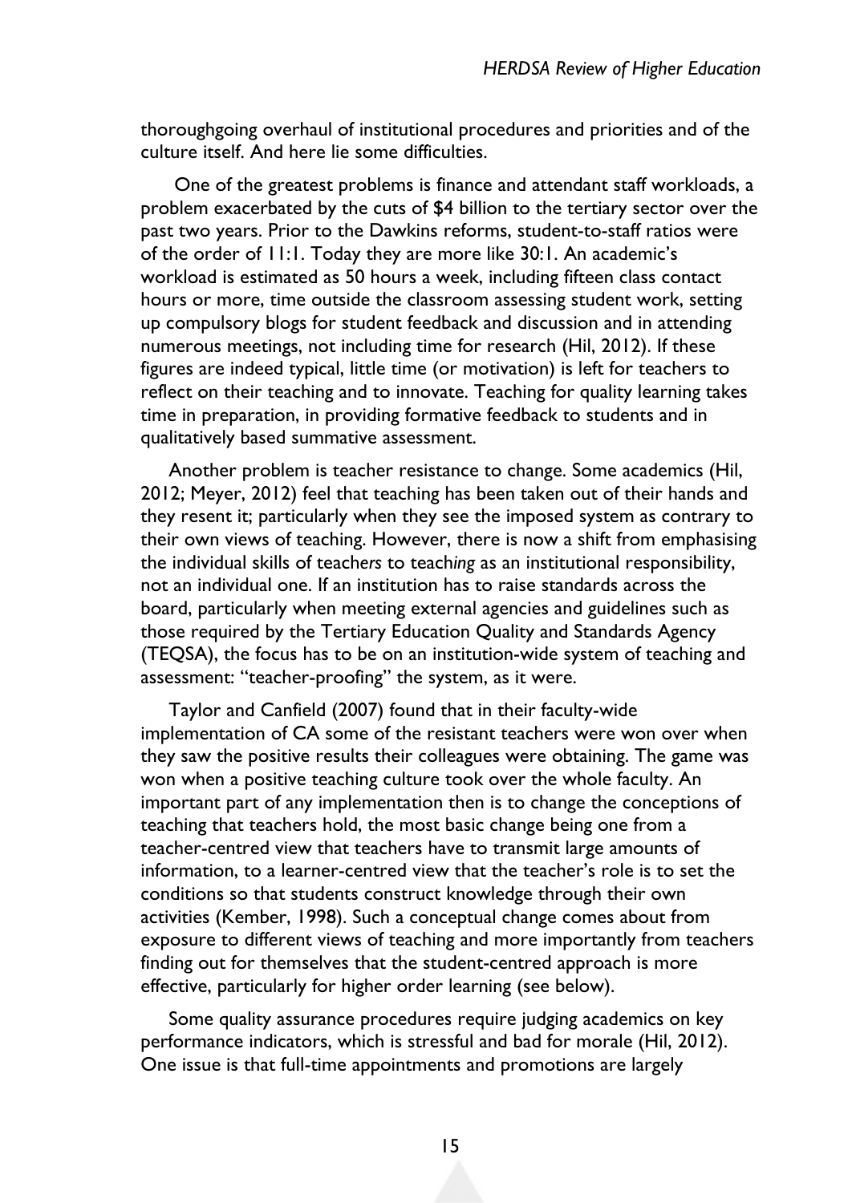thoroughgoing overhaul of institutional procedures and priorities and of the culture itself. And here lie some difficulties.

One of the greatest problems is finance and attendant staff workloads, a problem exacerbated by the cuts of $4 billion to the tertiary sector over the past two years. Prior to the Dawkins reforms, student-to-staff ratios were of the order of 11:1. Today they are more like 30:1. An academic's workload is estimated as 50 hours a week, including fifteen class contact hours or more, time outside the classroom assessing student work, setting up compulsory blogs for student feedback and discussion and in attending numerous meetings, not including time for research (Hil, 2012). If these figures are indeed typical, little time (or motivation) is left for teachers to reflect on their teaching and to innovate. Teaching for quality learning takes time in preparation, in providing formative feedback to students and in qualitatively based summative assessment.

Another problem is teacher resistance to change. Some academics (Hil, 2012; Meyer, 2012) feel that teaching has been taken out of their hands and they resent it; particularly when they see the imposed system as contrary to their own views of teaching. However, there is now a shift from emphasising the individual skills of teach*ers* to teach*ing* as an institutional responsibility, not an individual one. If an institution has to raise standards across the board, particularly when meeting external agencies and guidelines such as those required by the Tertiary Education Quality and Standards Agency (TEQSA), the focus has to be on an institution-wide system of teaching and assessment: "teacher-proofing" the system, as it were.

Taylor and Canfield (2007) found that in their faculty-wide implementation of CA some of the resistant teachers were won over when they saw the positive results their colleagues were obtaining. The game was won when a positive teaching culture took over the whole faculty. An important part of any implementation then is to change the conceptions of teaching that teachers hold, the most basic change being one from a teacher-centred view that teachers have to transmit large amounts of information, to a learner-centred view that the teacher's role is to set the conditions so that students construct knowledge through their own activities (Kember, 1998). Such a conceptual change comes about from exposure to different views of teaching and more importantly from teachers finding out for themselves that the student-centred approach is more effective, particularly for higher order learning (see below).

Some quality assurance procedures require judging academics on key performance indicators, which is stressful and bad for morale (Hil, 2012). One issue is that full-time appointments and promotions are largely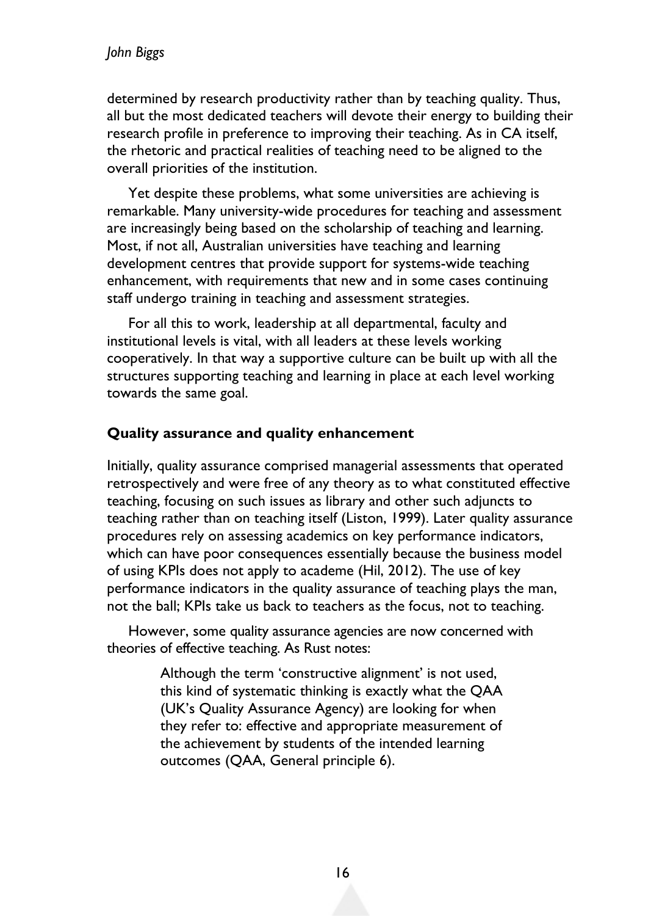determined by research productivity rather than by teaching quality. Thus, all but the most dedicated teachers will devote their energy to building their research profile in preference to improving their teaching. As in CA itself, the rhetoric and practical realities of teaching need to be aligned to the overall priorities of the institution.

Yet despite these problems, what some universities are achieving is remarkable. Many university-wide procedures for teaching and assessment are increasingly being based on the scholarship of teaching and learning. Most, if not all, Australian universities have teaching and learning development centres that provide support for systems-wide teaching enhancement, with requirements that new and in some cases continuing staff undergo training in teaching and assessment strategies.

For all this to work, leadership at all departmental, faculty and institutional levels is vital, with all leaders at these levels working cooperatively. In that way a supportive culture can be built up with all the structures supporting teaching and learning in place at each level working towards the same goal.

### Quality assurance and quality enhancement

Initially, quality assurance comprised managerial assessments that operated retrospectively and were free of any theory as to what constituted effective teaching, focusing on such issues as library and other such adjuncts to teaching rather than on teaching itself (Liston, 1999). Later quality assurance procedures rely on assessing academics on key performance indicators, which can have poor consequences essentially because the business model of using KPIs does not apply to academe (Hil, 2012). The use of key performance indicators in the quality assurance of teaching plays the man, not the ball; KPIs take us back to teachers as the focus, not to teaching.

However, some quality assurance agencies are now concerned with theories of effective teaching. As Rust notes:

> Although the term 'constructive alignment' is not used, this kind of systematic thinking is exactly what the QAA (UK's Quality Assurance Agency) are looking for when they refer to: effective and appropriate measurement of the achievement by students of the intended learning outcomes (QAA, General principle 6).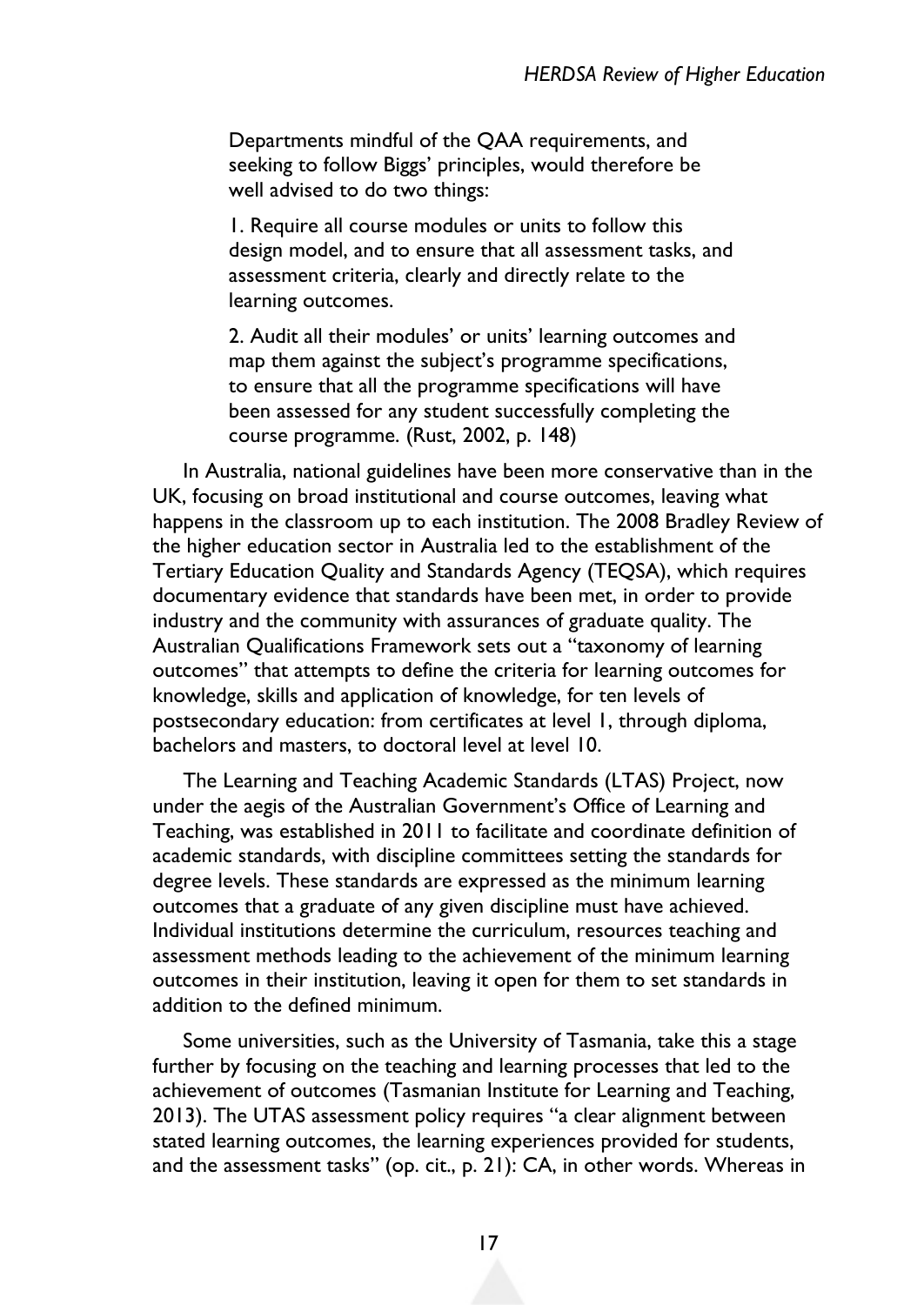> Departments mindful of the QAA requirements, and seeking to follow Biggs' principles, would therefore be well advised to do two things:
>
> 1. Require all course modules or units to follow this design model, and to ensure that all assessment tasks, and assessment criteria, clearly and directly relate to the learning outcomes.
>
> 2. Audit all their modules' or units' learning outcomes and map them against the subject's programme specifications, to ensure that all the programme specifications will have been assessed for any student successfully completing the course programme. (Rust, 2002, p. 148)

In Australia, national guidelines have been more conservative than in the UK, focusing on broad institutional and course outcomes, leaving what happens in the classroom up to each institution. The 2008 Bradley Review of the higher education sector in Australia led to the establishment of the Tertiary Education Quality and Standards Agency (TEQSA), which requires documentary evidence that standards have been met, in order to provide industry and the community with assurances of graduate quality. The Australian Qualifications Framework sets out a "taxonomy of learning outcomes" that attempts to define the criteria for learning outcomes for knowledge, skills and application of knowledge, for ten levels of postsecondary education: from certificates at level 1, through diploma, bachelors and masters, to doctoral level at level 10.

The Learning and Teaching Academic Standards (LTAS) Project, now under the aegis of the Australian Government's Office of Learning and Teaching, was established in 2011 to facilitate and coordinate definition of academic standards, with discipline committees setting the standards for degree levels. These standards are expressed as the minimum learning outcomes that a graduate of any given discipline must have achieved. Individual institutions determine the curriculum, resources teaching and assessment methods leading to the achievement of the minimum learning outcomes in their institution, leaving it open for them to set standards in addition to the defined minimum.

Some universities, such as the University of Tasmania, take this a stage further by focusing on the teaching and learning processes that led to the achievement of outcomes (Tasmanian Institute for Learning and Teaching, 2013). The UTAS assessment policy requires "a clear alignment between stated learning outcomes, the learning experiences provided for students, and the assessment tasks" (op. cit., p. 21): CA, in other words. Whereas in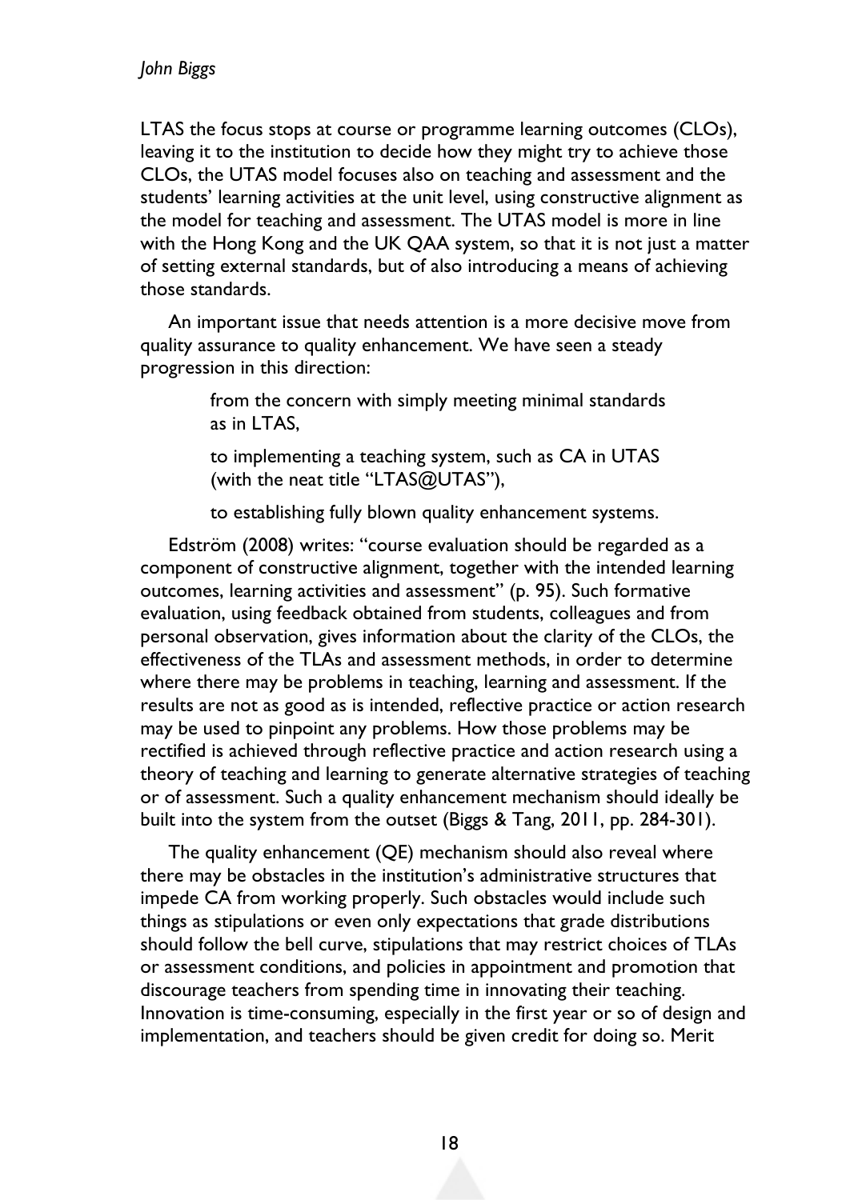LTAS the focus stops at course or programme learning outcomes (CLOs), leaving it to the institution to decide how they might try to achieve those CLOs, the UTAS model focuses also on teaching and assessment and the students' learning activities at the unit level, using constructive alignment as the model for teaching and assessment. The UTAS model is more in line with the Hong Kong and the UK QAA system, so that it is not just a matter of setting external standards, but of also introducing a means of achieving those standards.

An important issue that needs attention is a more decisive move from quality assurance to quality enhancement. We have seen a steady progression in this direction:

> from the concern with simply meeting minimal standards as in LTAS,
>
> to implementing a teaching system, such as CA in UTAS (with the neat title "LTAS@UTAS"),
>
> to establishing fully blown quality enhancement systems.

Edström (2008) writes: "course evaluation should be regarded as a component of constructive alignment, together with the intended learning outcomes, learning activities and assessment" (p. 95). Such formative evaluation, using feedback obtained from students, colleagues and from personal observation, gives information about the clarity of the CLOs, the effectiveness of the TLAs and assessment methods, in order to determine where there may be problems in teaching, learning and assessment. If the results are not as good as is intended, reflective practice or action research may be used to pinpoint any problems. How those problems may be rectified is achieved through reflective practice and action research using a theory of teaching and learning to generate alternative strategies of teaching or of assessment. Such a quality enhancement mechanism should ideally be built into the system from the outset (Biggs & Tang, 2011, pp. 284-301).

The quality enhancement (QE) mechanism should also reveal where there may be obstacles in the institution's administrative structures that impede CA from working properly. Such obstacles would include such things as stipulations or even only expectations that grade distributions should follow the bell curve, stipulations that may restrict choices of TLAs or assessment conditions, and policies in appointment and promotion that discourage teachers from spending time in innovating their teaching. Innovation is time-consuming, especially in the first year or so of design and implementation, and teachers should be given credit for doing so. Merit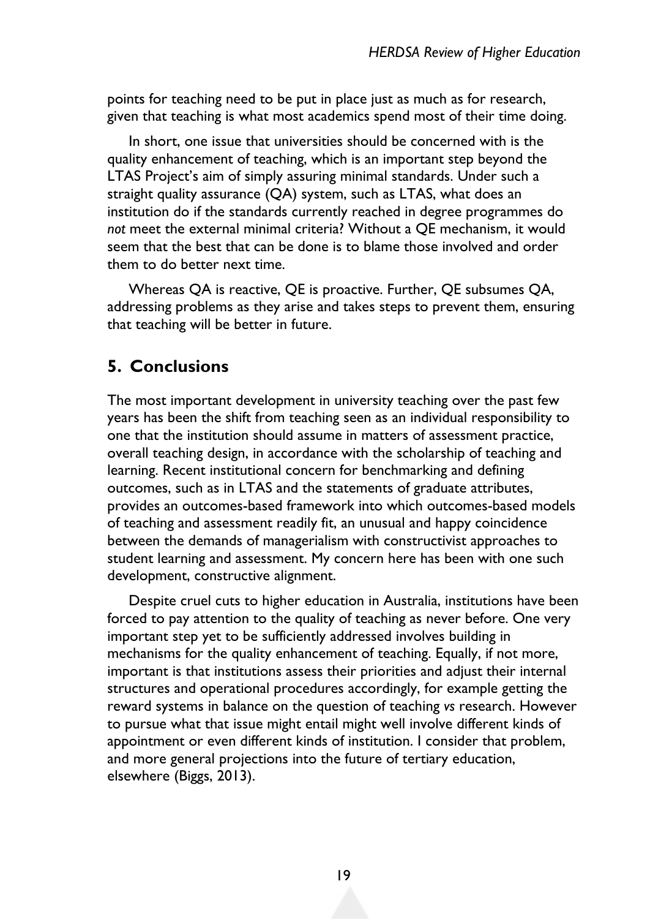points for teaching need to be put in place just as much as for research, given that teaching is what most academics spend most of their time doing.

In short, one issue that universities should be concerned with is the quality enhancement of teaching, which is an important step beyond the LTAS Project's aim of simply assuring minimal standards. Under such a straight quality assurance (QA) system, such as LTAS, what does an institution do if the standards currently reached in degree programmes do *not* meet the external minimal criteria? Without a QE mechanism, it would seem that the best that can be done is to blame those involved and order them to do better next time.

Whereas QA is reactive, QE is proactive. Further, QE subsumes QA, addressing problems as they arise and takes steps to prevent them, ensuring that teaching will be better in future.

## 5. Conclusions

The most important development in university teaching over the past few years has been the shift from teaching seen as an individual responsibility to one that the institution should assume in matters of assessment practice, overall teaching design, in accordance with the scholarship of teaching and learning. Recent institutional concern for benchmarking and defining outcomes, such as in LTAS and the statements of graduate attributes, provides an outcomes-based framework into which outcomes-based models of teaching and assessment readily fit, an unusual and happy coincidence between the demands of managerialism with constructivist approaches to student learning and assessment. My concern here has been with one such development, constructive alignment.

Despite cruel cuts to higher education in Australia, institutions have been forced to pay attention to the quality of teaching as never before. One very important step yet to be sufficiently addressed involves building in mechanisms for the quality enhancement of teaching. Equally, if not more, important is that institutions assess their priorities and adjust their internal structures and operational procedures accordingly, for example getting the reward systems in balance on the question of teaching *vs* research. However to pursue what that issue might entail might well involve different kinds of appointment or even different kinds of institution. I consider that problem, and more general projections into the future of tertiary education, elsewhere (Biggs, 2013).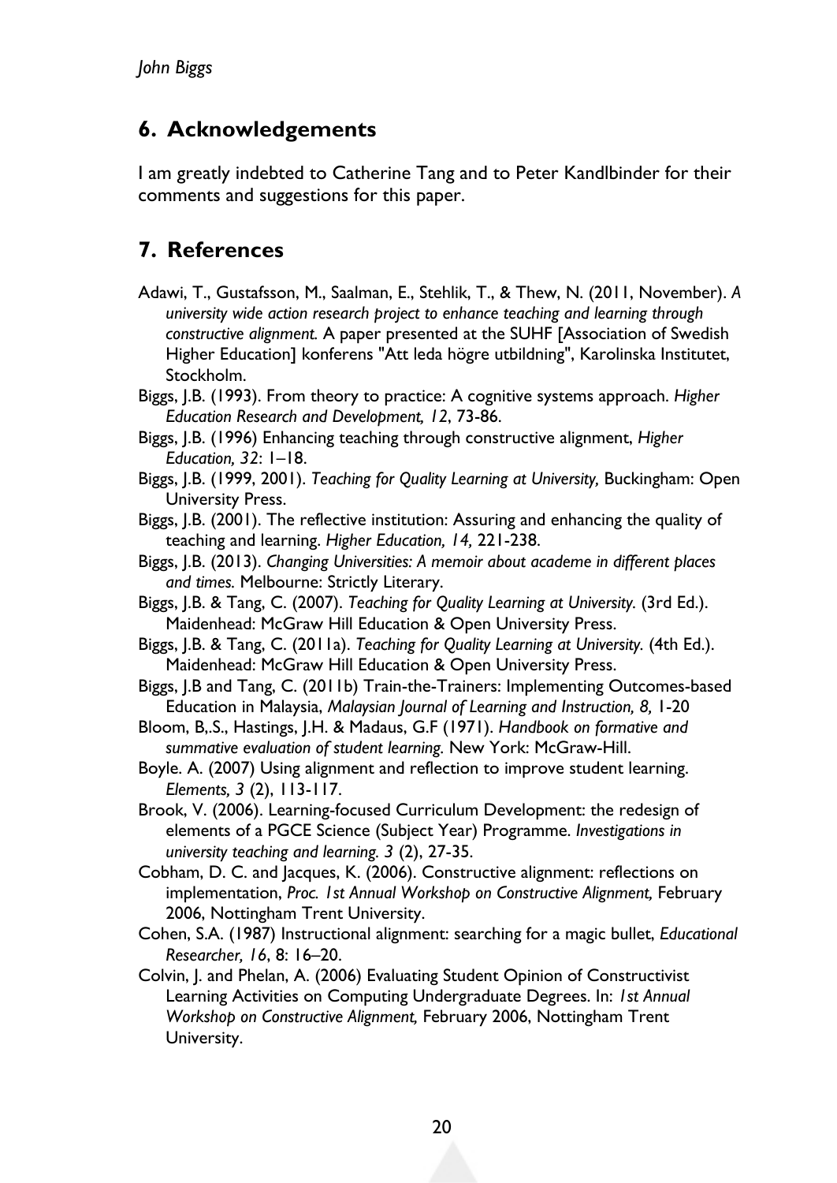## 6. Acknowledgements

I am greatly indebted to Catherine Tang and to Peter Kandlbinder for their comments and suggestions for this paper.

## 7. References

Adawi, T., Gustafsson, M., Saalman, E., Stehlik, T., & Thew, N. (2011, November). *A university wide action research project to enhance teaching and learning through constructive alignment.* A paper presented at the SUHF [Association of Swedish Higher Education] konferens "Att leda högre utbildning", Karolinska Institutet, Stockholm.

Biggs, J.B. (1993). From theory to practice: A cognitive systems approach. *Higher Education Research and Development, 12*, 73-86.

Biggs, J.B. (1996) Enhancing teaching through constructive alignment, *Higher Education, 32*: 1–18.

Biggs, J.B. (1999, 2001). *Teaching for Quality Learning at University,* Buckingham: Open University Press.

Biggs, J.B. (2001). The reflective institution: Assuring and enhancing the quality of teaching and learning. *Higher Education, 14,* 221-238.

Biggs, J.B. (2013). *Changing Universities: A memoir about academe in different places and times.* Melbourne: Strictly Literary.

Biggs, J.B. & Tang, C. (2007). *Teaching for Quality Learning at University.* (3rd Ed.). Maidenhead: McGraw Hill Education & Open University Press.

Biggs, J.B. & Tang, C. (2011a). *Teaching for Quality Learning at University.* (4th Ed.). Maidenhead: McGraw Hill Education & Open University Press.

Biggs, J.B and Tang, C. (2011b) Train-the-Trainers: Implementing Outcomes-based Education in Malaysia, *Malaysian Journal of Learning and Instruction, 8,* 1-20

Bloom, B,.S., Hastings, J.H. & Madaus, G.F (1971). *Handbook on formative and summative evaluation of student learning.* New York: McGraw-Hill.

Boyle. A. (2007) Using alignment and reflection to improve student learning. *Elements, 3* (2), 113-117.

Brook, V. (2006). Learning-focused Curriculum Development: the redesign of elements of a PGCE Science (Subject Year) Programme. *Investigations in university teaching and learning. 3* (2), 27-35.

Cobham, D. C. and Jacques, K. (2006). Constructive alignment: reflections on implementation, *Proc. 1st Annual Workshop on Constructive Alignment,* February 2006, Nottingham Trent University.

Cohen, S.A. (1987) Instructional alignment: searching for a magic bullet, *Educational Researcher, 16*, 8: 16–20.

Colvin, J. and Phelan, A. (2006) Evaluating Student Opinion of Constructivist Learning Activities on Computing Undergraduate Degrees. In: *1st Annual Workshop on Constructive Alignment,* February 2006, Nottingham Trent University.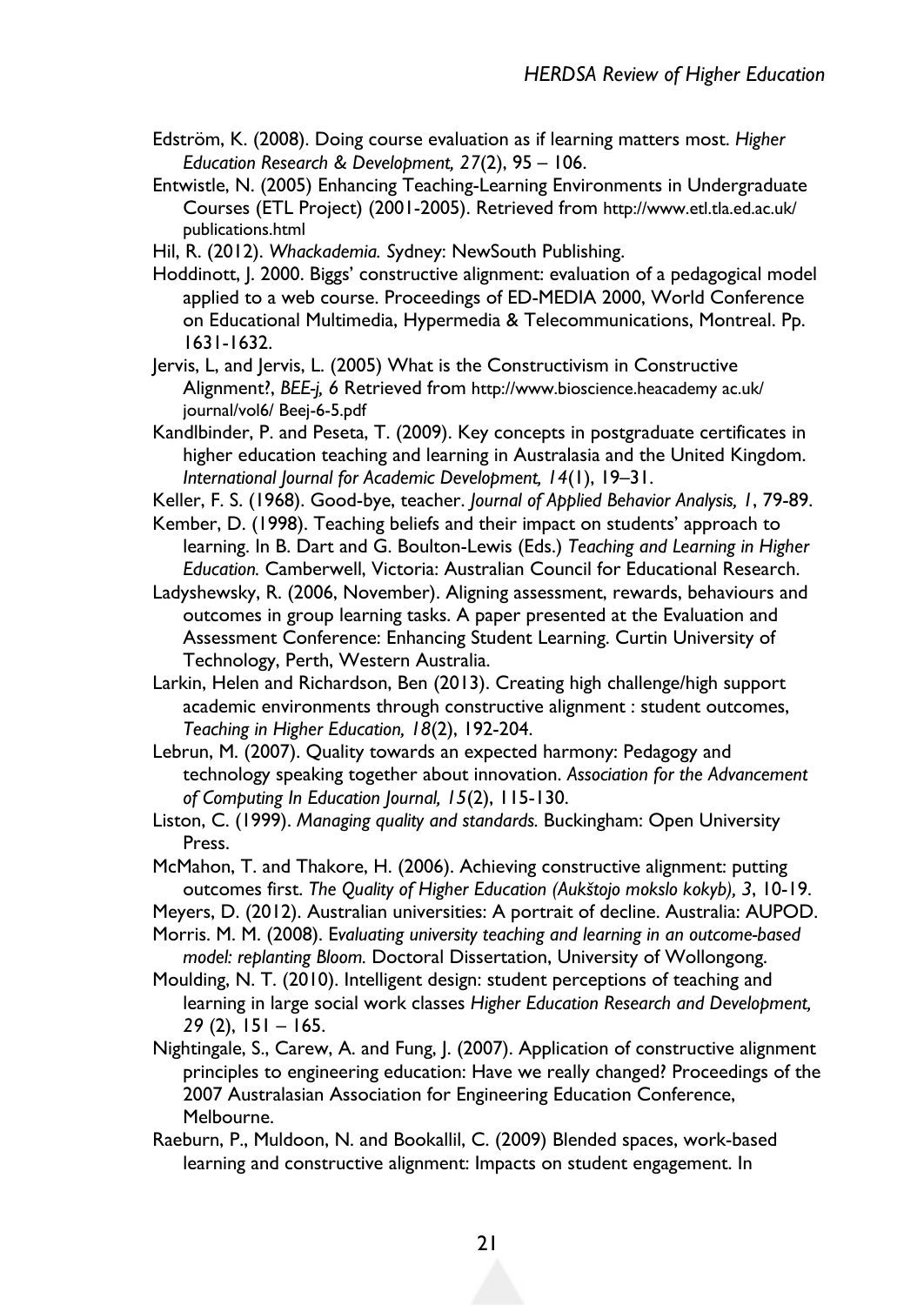Edström, K. (2008). Doing course evaluation as if learning matters most. *Higher Education Research & Development, 27*(2), 95 – 106.

Entwistle, N. (2005) Enhancing Teaching-Learning Environments in Undergraduate Courses (ETL Project) (2001-2005). Retrieved from http://www.etl.tla.ed.ac.uk/publications.html

Hil, R. (2012). *Whackademia.* Sydney: NewSouth Publishing.

Hoddinott, J. 2000. Biggs' constructive alignment: evaluation of a pedagogical model applied to a web course. Proceedings of ED-MEDIA 2000, World Conference on Educational Multimedia, Hypermedia & Telecommunications, Montreal. Pp. 1631-1632.

Jervis, L, and Jervis, L. (2005) What is the Constructivism in Constructive Alignment?, *BEE-j, 6* Retrieved from http://www.bioscience.heacademy ac.uk/journal/vol6/ Beej-6-5.pdf

Kandlbinder, P. and Peseta, T. (2009). Key concepts in postgraduate certificates in higher education teaching and learning in Australasia and the United Kingdom. *International Journal for Academic Development, 14*(1), 19–31.

Keller, F. S. (1968). Good-bye, teacher. *Journal of Applied Behavior Analysis, 1*, 79-89.

Kember, D. (1998). Teaching beliefs and their impact on students' approach to learning. In B. Dart and G. Boulton-Lewis (Eds.) *Teaching and Learning in Higher Education.* Camberwell, Victoria: Australian Council for Educational Research.

Ladyshewsky, R. (2006, November). Aligning assessment, rewards, behaviours and outcomes in group learning tasks. A paper presented at the Evaluation and Assessment Conference: Enhancing Student Learning. Curtin University of Technology, Perth, Western Australia.

Larkin, Helen and Richardson, Ben (2013). Creating high challenge/high support academic environments through constructive alignment : student outcomes, *Teaching in Higher Education, 18*(2), 192-204.

Lebrun, M. (2007). Quality towards an expected harmony: Pedagogy and technology speaking together about innovation. *Association for the Advancement of Computing In Education Journal, 15*(2), 115-130.

Liston, C. (1999). *Managing quality and standards.* Buckingham: Open University Press.

McMahon, T. and Thakore, H. (2006). Achieving constructive alignment: putting outcomes first. *The Quality of Higher Education (Aukštojo mokslo kokyb), 3*, 10-19.

Meyers, D. (2012). Australian universities: A portrait of decline. Australia: AUPOD.

Morris. M. M. (2008). *Evaluating university teaching and learning in an outcome-based model: replanting Bloom.* Doctoral Dissertation, University of Wollongong.

Moulding, N. T. (2010). Intelligent design: student perceptions of teaching and learning in large social work classes *Higher Education Research and Development, 29* (2), 151 – 165.

Nightingale, S., Carew, A. and Fung, J. (2007). Application of constructive alignment principles to engineering education: Have we really changed? Proceedings of the 2007 Australasian Association for Engineering Education Conference, Melbourne.

Raeburn, P., Muldoon, N. and Bookallil, C. (2009) Blended spaces, work-based learning and constructive alignment: Impacts on student engagement. In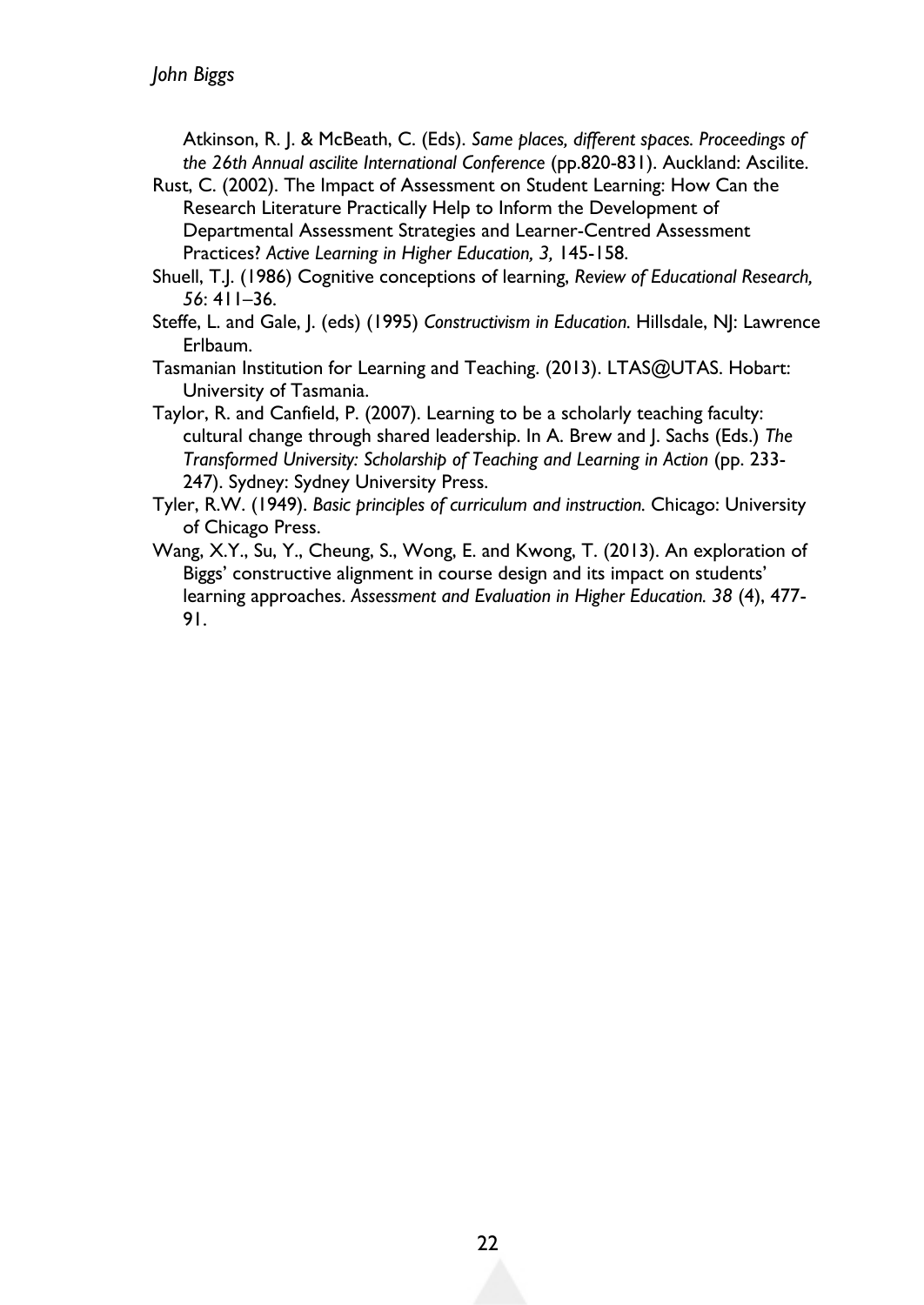Atkinson, R. J. & McBeath, C. (Eds). *Same places, different spaces. Proceedings of the 26th Annual ascilite International Conference* (pp.820-831). Auckland: Ascilite.

Rust, C. (2002). The Impact of Assessment on Student Learning: How Can the Research Literature Practically Help to Inform the Development of Departmental Assessment Strategies and Learner-Centred Assessment Practices? *Active Learning in Higher Education, 3,* 145-158.

Shuell, T.J. (1986) Cognitive conceptions of learning, *Review of Educational Research, 56*: 411–36.

Steffe, L. and Gale, J. (eds) (1995) *Constructivism in Education.* Hillsdale, NJ: Lawrence Erlbaum.

Tasmanian Institution for Learning and Teaching. (2013). LTAS@UTAS. Hobart: University of Tasmania.

Taylor, R. and Canfield, P. (2007). Learning to be a scholarly teaching faculty: cultural change through shared leadership. In A. Brew and J. Sachs (Eds.) *The Transformed University: Scholarship of Teaching and Learning in Action* (pp. 233-247). Sydney: Sydney University Press.

Tyler, R.W. (1949). *Basic principles of curriculum and instruction.* Chicago: University of Chicago Press.

Wang, X.Y., Su, Y., Cheung, S., Wong, E. and Kwong, T. (2013). An exploration of Biggs' constructive alignment in course design and its impact on students' learning approaches. *Assessment and Evaluation in Higher Education. 38* (4), 477-91.